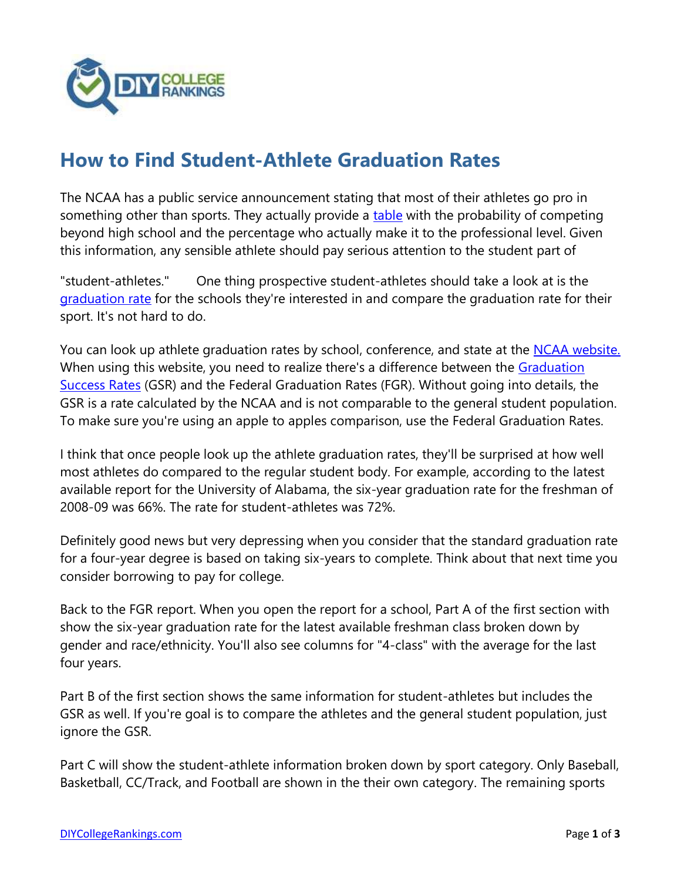# How to Find Student-Athlete Graduation Rates

The NCAA has a public service announcement stating that most of their athletes go pro in something other than sports. They actually provide a table with the probability of competing beyond high school and the percentage who actually make it to the professional level. Given this information, any sensible athlete should pay serious attention to the student part of "student-athletes." One thing prospective student-athletes should take a look at is the graduation rate for the schools they're interested in and compare the graduation rate for their sport. It's not hard to do.

You can look up athlete graduation rates by school, conference, and state at the NCAA website. When using this website, you need to realize there's a difference between the Graduation Success Rates (GSR) and the Federal Graduation Rates (FGR). Without going into details, the GSR is a rate calculated by the NCAA and is not comparable to the general student population. To make sure you're using an apple to apples comparison, use the Federal Graduation Rates.

I think that once people look up the athlete graduation rates, they'll be surprised at how well most athletes do compared to the regular student body. For example, according to the latest available report for the University of Alabama, the six-year graduation rate for the freshman of 2008-09 was 66%. The rate for student-athletes was 72%.

Definitely good news but very depressing when you consider that the standard graduation rate for a four-year degree is based on taking six-years to complete. Think about that next time you consider borrowing to pay for college.

Back to the FGR report. When you open the report for a school, Part A of the first section with show the six-year graduation rate for the latest available freshman class broken down by gender and race/ethnicity. You'll also see columns for "4-class" with the average for the last four years.

Part B of the first section shows the same information for student-athletes but includes the GSR as well. If you're goal is to compare the athletes and the general student population, just ignore the GSR.

Part C will show the student-athlete information broken down by sport category. Only Baseball, Basketball, CC/Track, and Football are shown in the their own category. The remaining sports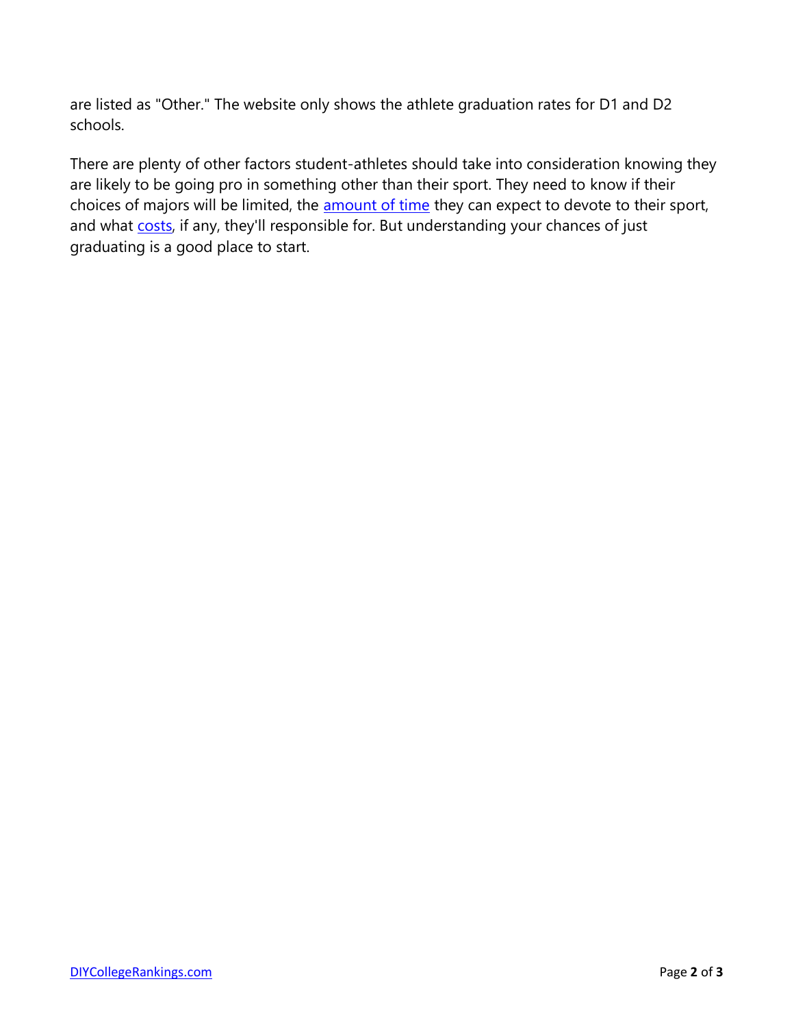are listed as "Other." The website only shows the athlete graduation rates for D1 and D2 schools.

There are plenty of other factors student-athletes should take into consideration knowing they are likely to be going pro in something other than their sport. They need to know if their choices of majors will be limited, the amount of time they can expect to devote to their sport, and what costs, if any, they'll responsible for. But understanding your chances of just graduating is a good place to start.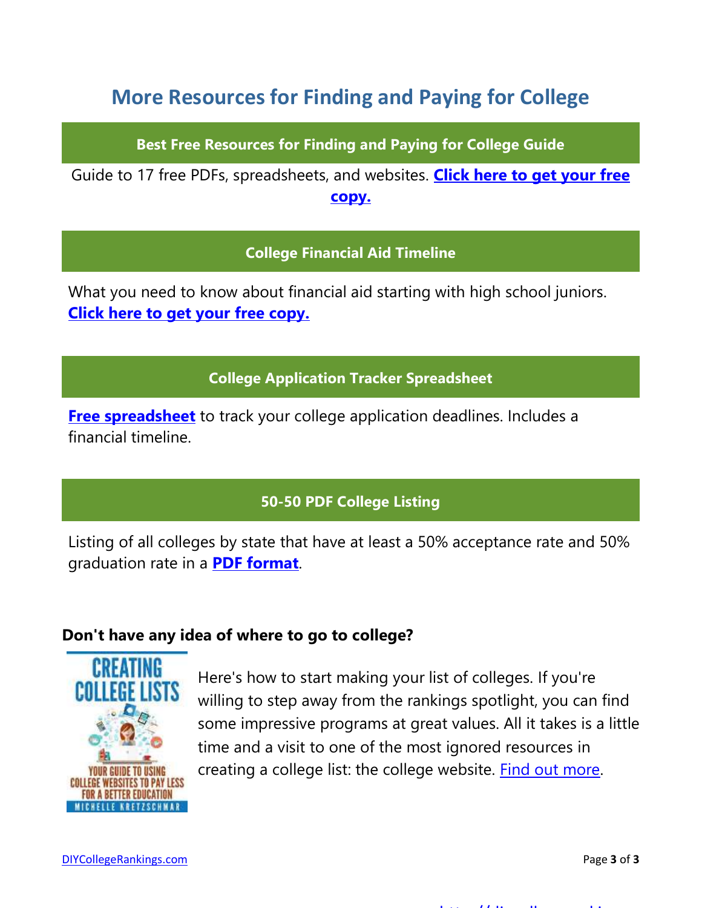# More Resources for Finding and Paying for College

## Best Free Resources for Finding and Paying for College Guide

Guide to 17 free PDFs, spreadsheets, and websites. **Click here to get your free copy.**

## College Financial Aid Timeline

What you need to know about financial aid starting with high school juniors. **Click here to get your free copy.**

## College Application Tracker Spreadsheet

**Free spreadsheet** to track your college application deadlines. Includes a financial timeline.

## 50-50 PDF College Listing

Listing of all colleges by state that have at least a 50% acceptance rate and 50% graduation rate in a **PDF format**.

**Don't have any idea of where to go to college?**

CREATING COLLEGE LISTS
YOUR GUIDE TO USING COLLEGE WEBSITES TO PAY LESS FOR A BETTER EDUCATION
MICHELLE KRETZSCHMAR

Here's how to start making your list of colleges. If you're willing to step away from the rankings spotlight, you can find some impressive programs at great values. All it takes is a little time and a visit to one of the most ignored resources in creating a college list: the college website. Find out more.